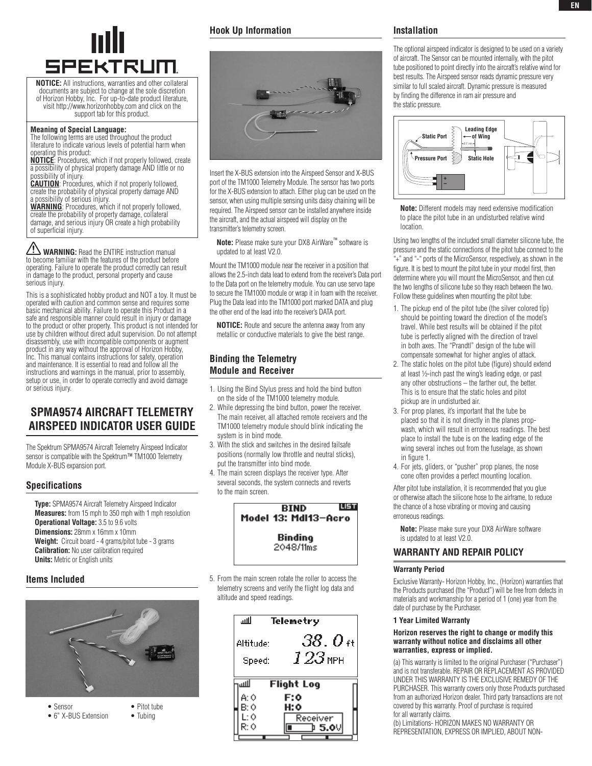NOTICE: All instructions, warranties and other collateral documents are subject to change at the sole discretion of Horizon Hobby, Inc. For up-to-date product literature, visit http://www.horizonhobby.com and click on the support tab for this product.

**Meaning of Special Language:**
The following terms are used throughout the product literature to indicate various levels of potential harm when operating this product:
**NOTICE**: Procedures, which if not properly followed, create a possibility of physical property damage AND little or no possibility of injury.
**CAUTION**: Procedures, which if not properly followed, create the probability of physical property damage AND a possibility of serious injury.
**WARNING**: Procedures, which if not properly followed, create the probability of property damage, collateral damage, and serious injury OR create a high probability of superficial injury.

**WARNING:** Read the ENTIRE instruction manual to become familiar with the features of the product before operating. Failure to operate the product correctly can result in damage to the product, personal property and cause serious injury.

This is a sophisticated hobby product and NOT a toy. It must be operated with caution and common sense and requires some basic mechanical ability. Failure to operate this Product in a safe and responsible manner could result in injury or damage to the product or other property. This product is not intended for use by children without direct adult supervision. Do not attempt disassembly, use with incompatible components or augment product in any way without the approval of Horizon Hobby, Inc. This manual contains instructions for safety, operation and maintenance. It is essential to read and follow all the instructions and warnings in the manual, prior to assembly, setup or use, in order to operate correctly and avoid damage or serious injury.

# SPMA9574 AIRCRAFT TELEMETRY AIRSPEED INDICATOR USER GUIDE

The Spektrum SPMA9574 Aircraft Telemetry Airspeed Indicator sensor is compatible with the Spektrum™ TM1000 Telemetry Module X-BUS expansion port.

## Specifications

**Type:** SPMA9574 Aircraft Telemetry Airspeed Indicator
**Measures:** from 15 mph to 350 mph with 1 mph resolution
**Operational Voltage:** 3.5 to 9.6 volts
**Dimensions:** 28mm x 16mm x 10mm
**Weight:** Circuit board - 4 grams/pitot tube - 3 grams
**Calibration:** No user calibration required
**Units:** Metric or English units

## Items Included

- Sensor
- 6" X-BUS Extension
- Pitot tube
- Tubing

## Hook Up Information

Insert the X-BUS extension into the Airspeed Sensor and X-BUS port of the TM1000 Telemetry Module. The sensor has two ports for the X-BUS extension to attach. Either plug can be used on the sensor, when using multiple sensing units daisy chaining will be required. The Airspeed sensor can be installed anywhere inside the aircraft, and the actual airspeed will display on the transmitter's telemetry screen.

**Note:** Please make sure your DX8 AirWare™ software is updated to at least V2.0.

Mount the TM1000 module near the receiver in a position that allows the 2.5-inch data lead to extend from the receiver's Data port to the Data port on the telemetry module. You can use servo tape to secure the TM1000 module or wrap it in foam with the receiver. Plug the Data lead into the TM1000 port marked DATA and plug the other end of the lead into the receiver's DATA port.

**NOTICE:** Route and secure the antenna away from any metallic or conductive materials to give the best range.

## Binding the Telemetry Module and Receiver

1. Using the Bind Stylus press and hold the bind button on the side of the TM1000 telemetry module.
2. While depressing the bind button, power the receiver. The main receiver, all attached remote receivers and the TM1000 telemetry module should blink indicating the system is in bind mode.
3. With the stick and switches in the desired failsafe positions (normally low throttle and neutral sticks), put the transmitter into bind mode.
4. The main screen displays the receiver type. After several seconds, the system connects and reverts to the main screen.

BIND
Model 13: Mdl13-Acro
Binding
2048/11ms

5. From the main screen rotate the roller to access the telemetry screens and verify the flight log data and altitude and speed readings.

Telemetry
Altitude: 38.0 ft
Speed: 123 MPH

Flight Log
A: 0 F: 0
B: 0 H: 0
L: 0 Receiver
R: 0 5.0V

## Installation

The optional airspeed indicator is designed to be used on a variety of aircraft. The Sensor can be mounted internally, with the pitot tube positioned to point directly into the aircraft's relative wind for best results. The Airspeed sensor reads dynamic pressure very similar to full scaled aircraft. Dynamic pressure is measured by finding the difference in ram air pressure and the static pressure.

Static Port, Leading Edge of Wing, Pressure Port, Static Hole, 0.5" min

**Note:** Different models may need extensive modification to place the pitot tube in an undisturbed relative wind location.

Using two lengths of the included small diameter silicone tube, the pressure and the static connections of the pitot tube connect to the "+" and "-" ports of the MicroSensor, respectively, as shown in the figure. It is best to mount the pitot tube in your model first, then determine where you will mount the MicroSensor, and then cut the two lengths of silicone tube so they reach between the two. Follow these guidelines when mounting the pitot tube:

1. The pickup end of the pitot tube (the silver colored tip) should be pointing toward the direction of the model's travel. While best results will be obtained if the pitot tube is perfectly aligned with the direction of travel in both axes. The "Prandtl" design of the tube will compensate somewhat for higher angles of attack.
2. The static holes on the pitot tube (figure) should extend at least ½-inch past the wing's leading edge, or past any other obstructions – the farther out, the better. This is to ensure that the static holes and pitot pickup are in undisturbed air.
3. For prop planes, it's important that the tube be placed so that it is not directly in the planes prop-wash, which will result in erroneous readings. The best place to install the tube is on the leading edge of the wing several inches out from the fuselage, as shown in figure 1.
4. For jets, gliders, or "pusher" prop planes, the nose cone often provides a perfect mounting location.

After pitot tube installation, it is recommended that you glue or otherwise attach the silicone hose to the airframe, to reduce the chance of a hose vibrating or moving and causing erroneous readings.

**Note:** Please make sure your DX8 AirWare software is updated to at least V2.0.

## WARRANTY AND REPAIR POLICY

### Warranty Period

Exclusive Warranty- Horizon Hobby, Inc., (Horizon) warranties that the Products purchased (the "Product") will be free from defects in materials and workmanship for a period of 1 (one) year from the date of purchase by the Purchaser.

### 1 Year Limited Warranty

**Horizon reserves the right to change or modify this warranty without notice and disclaims all other warranties, express or implied.**

(a) This warranty is limited to the original Purchaser ("Purchaser") and is not transferable. REPAIR OR REPLACEMENT AS PROVIDED UNDER THIS WARRANTY IS THE EXCLUSIVE REMEDY OF THE PURCHASER. This warranty covers only those Products purchased from an authorized Horizon dealer. Third party transactions are not covered by this warranty. Proof of purchase is required for all warranty claims.
(b) Limitations- HORIZON MAKES NO WARRANTY OR REPRESENTATION, EXPRESS OR IMPLIED, ABOUT NON-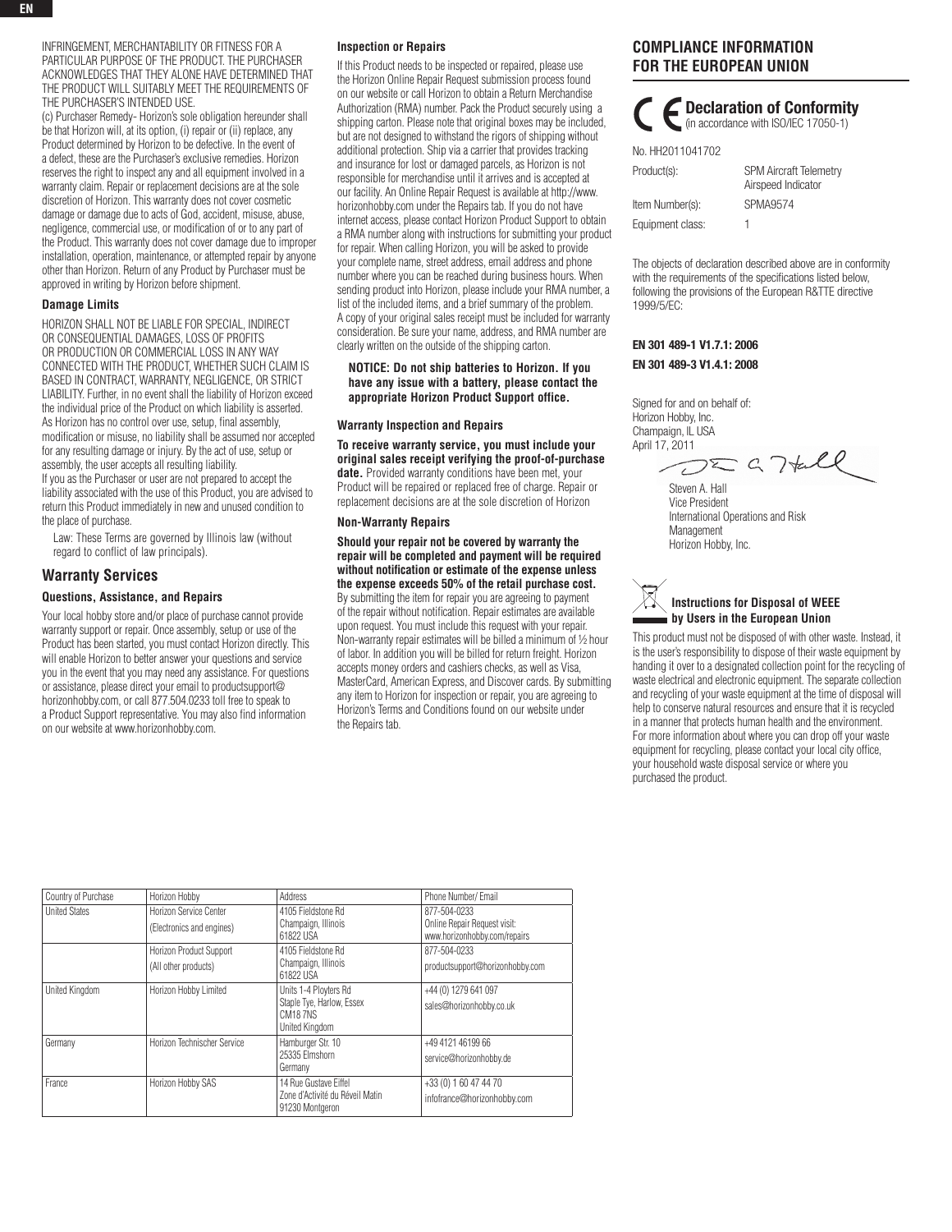INFRINGEMENT, MERCHANTABILITY OR FITNESS FOR A PARTICULAR PURPOSE OF THE PRODUCT. THE PURCHASER ACKNOWLEDGES THAT THEY ALONE HAVE DETERMINED THAT THE PRODUCT WILL SUITABLY MEET THE REQUIREMENTS OF THE PURCHASER'S INTENDED USE.
(c) Purchaser Remedy- Horizon's sole obligation hereunder shall be that Horizon will, at its option, (i) repair or (ii) replace, any Product determined by Horizon to be defective. In the event of a defect, these are the Purchaser's exclusive remedies. Horizon reserves the right to inspect any and all equipment involved in a warranty claim. Repair or replacement decisions are at the sole discretion of Horizon. This warranty does not cover cosmetic damage or damage due to acts of God, accident, misuse, abuse, negligence, commercial use, or modification of or to any part of the Product. This warranty does not cover damage due to improper installation, operation, maintenance, or attempted repair by anyone other than Horizon. Return of any Product by Purchaser must be approved in writing by Horizon before shipment.

### Damage Limits

HORIZON SHALL NOT BE LIABLE FOR SPECIAL, INDIRECT OR CONSEQUENTIAL DAMAGES, LOSS OF PROFITS OR PRODUCTION OR COMMERCIAL LOSS IN ANY WAY CONNECTED WITH THE PRODUCT, WHETHER SUCH CLAIM IS BASED IN CONTRACT, WARRANTY, NEGLIGENCE, OR STRICT LIABILITY. Further, in no event shall the liability of Horizon exceed the individual price of the Product on which liability is asserted. As Horizon has no control over use, setup, final assembly, modification or misuse, no liability shall be assumed nor accepted for any resulting damage or injury. By the act of use, setup or assembly, the user accepts all resulting liability.
If you as the Purchaser or user are not prepared to accept the liability associated with the use of this Product, you are advised to return this Product immediately in new and unused condition to the place of purchase.

Law: These Terms are governed by Illinois law (without regard to conflict of law principals).

## Warranty Services

### Questions, Assistance, and Repairs

Your local hobby store and/or place of purchase cannot provide warranty support or repair. Once assembly, setup or use of the Product has been started, you must contact Horizon directly. This will enable Horizon to better answer your questions and service you in the event that you may need any assistance. For questions or assistance, please direct your email to productsupport@horizonhobby.com, or call 877.504.0233 toll free to speak to a Product Support representative. You may also find information on our website at www.horizonhobby.com.

### Inspection or Repairs

If this Product needs to be inspected or repaired, please use the Horizon Online Repair Request submission process found on our website or call Horizon to obtain a Return Merchandise Authorization (RMA) number. Pack the Product securely using a shipping carton. Please note that original boxes may be included, but are not designed to withstand the rigors of shipping without additional protection. Ship via a carrier that provides tracking and insurance for lost or damaged parcels, as Horizon is not responsible for merchandise until it arrives and is accepted at our facility. An Online Repair Request is available at http://www.horizonhobby.com under the Repairs tab. If you do not have internet access, please contact Horizon Product Support to obtain a RMA number along with instructions for submitting your product for repair. When calling Horizon, you will be asked to provide your complete name, street address, email address and phone number where you can be reached during business hours. When sending product into Horizon, please include your RMA number, a list of the included items, and a brief summary of the problem. A copy of your original sales receipt must be included for warranty consideration. Be sure your name, address, and RMA number are clearly written on the outside of the shipping carton.

**NOTICE: Do not ship batteries to Horizon. If you have any issue with a battery, please contact the appropriate Horizon Product Support office.**

### Warranty Inspection and Repairs

**To receive warranty service, you must include your original sales receipt verifying the proof-of-purchase date.** Provided warranty conditions have been met, your Product will be repaired or replaced free of charge. Repair or replacement decisions are at the sole discretion of Horizon

### Non-Warranty Repairs

**Should your repair not be covered by warranty the repair will be completed and payment will be required without notification or estimate of the expense unless the expense exceeds 50% of the retail purchase cost.** By submitting the item for repair you are agreeing to payment of the repair without notification. Repair estimates are available upon request. You must include this request with your repair. Non-warranty repair estimates will be billed a minimum of ½ hour of labor. In addition you will be billed for return freight. Horizon accepts money orders and cashiers checks, as well as Visa, MasterCard, American Express, and Discover cards. By submitting any item to Horizon for inspection or repair, you are agreeing to Horizon's Terms and Conditions found on our website under the Repairs tab.

| Country of Purchase | Horizon Hobby | Address | Phone Number/ Email |
|---|---|---|---|
| United States | Horizon Service Center (Electronics and engines) | 4105 Fieldstone Rd Champaign, Illinois 61822 USA | 877-504-0233 Online Repair Request visit: www.horizonhobby.com/repairs |
| | Horizon Product Support (All other products) | 4105 Fieldstone Rd Champaign, Illinois 61822 USA | 877-504-0233 productsupport@horizonhobby.com |
| United Kingdom | Horizon Hobby Limited | Units 1-4 Ployters Rd Staple Tye, Harlow, Essex CM18 7NS United Kingdom | +44 (0) 1279 641 097 sales@horizonhobby.co.uk |
| Germany | Horizon Technischer Service | Hamburger Str. 10 25335 Elmshorn Germany | +49 4121 46199 66 service@horizonhobby.de |
| France | Horizon Hobby SAS | 14 Rue Gustave Eiffel Zone d'Activité du Réveil Matin 91230 Montgeron | +33 (0) 1 60 47 44 70 infofrance@horizonhobby.com |

## COMPLIANCE INFORMATION FOR THE EUROPEAN UNION

### Declaration of Conformity
(in accordance with ISO/IEC 17050-1)

No. HH2011041702

Product(s): SPM Aircraft Telemetry Airspeed Indicator
Item Number(s): SPMA9574
Equipment class: 1

The objects of declaration described above are in conformity with the requirements of the specifications listed below, following the provisions of the European R&TTE directive 1999/5/EC:

**EN 301 489-1 V1.7.1: 2006**
**EN 301 489-3 V1.4.1: 2008**

Signed for and on behalf of:
Horizon Hobby, Inc.
Champaign, IL USA
April 17, 2011

Steven A. Hall
Vice President
International Operations and Risk Management
Horizon Hobby, Inc.

### Instructions for Disposal of WEEE by Users in the European Union

This product must not be disposed of with other waste. Instead, it is the user's responsibility to dispose of their waste equipment by handing it over to a designated collection point for the recycling of waste electrical and electronic equipment. The separate collection and recycling of your waste equipment at the time of disposal will help to conserve natural resources and ensure that it is recycled in a manner that protects human health and the environment. For more information about where you can drop off your waste equipment for recycling, please contact your local city office, your household waste disposal service or where you purchased the product.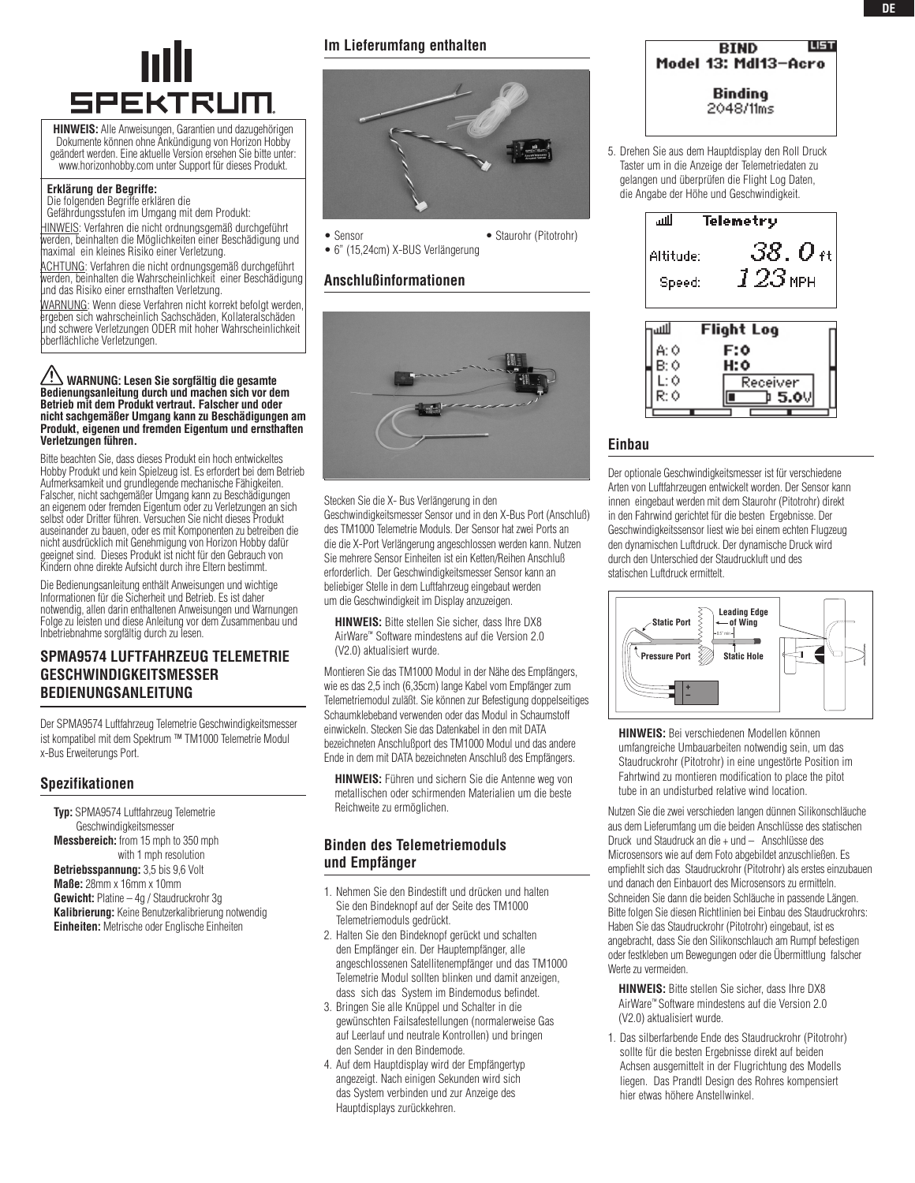**HINWEIS:** Alle Anweisungen, Garantien und dazugehörigen Dokumente können ohne Ankündigung von Horizon Hobby geändert werden. Eine aktuelle Version ersehen Sie bitte unter: www.horizonhobby.com unter Support für dieses Produkt.

**Erklärung der Begriffe:**
Die folgenden Begriffe erklären die Gefährdungsstufen im Umgang mit dem Produkt:

HINWEIS: Verfahren die nicht ordnungsgemäß durchgeführt werden, beinhalten die Möglichkeiten einer Beschädigung und maximal ein kleines Risiko einer Verletzung.

ACHTUNG: Verfahren die nicht ordnungsgemäß durchgeführt werden, beinhalten die Wahrscheinlichkeit einer Beschädigung und das Risiko einer ernsthaften Verletzung.

WARNUNG: Wenn diese Verfahren nicht korrekt befolgt werden, ergeben sich wahrscheinlich Sachschäden, Kollateralschäden und schwere Verletzungen ODER mit hoher Wahrscheinlichkeit oberflächliche Verletzungen.

**WARNUNG: Lesen Sie sorgfältig die gesamte Bedienungsanleitung durch und machen sich vor dem Betrieb mit dem Produkt vertraut. Falscher und oder nicht sachgemäßer Umgang kann zu Beschädigungen am Produkt, eigenen und fremden Eigentum und ernsthaften Verletzungen führen.**

Bitte beachten Sie, dass dieses Produkt ein hoch entwickeltes Hobby Produkt und kein Spielzeug ist. Es erfordert bei dem Betrieb Aufmerksamkeit und grundlegende mechanische Fähigkeiten. Falscher, nicht sachgemäßer Umgang kann zu Beschädigungen an eigenem oder fremden Eigentum oder zu Verletzungen an sich selbst oder Dritter führen. Versuchen Sie nicht dieses Produkt auseinander zu bauen, oder es mit Komponenten zu betreiben die nicht ausdrücklich mit Genehmigung von Horizon Hobby dafür geeignet sind. Dieses Produkt ist nicht für den Gebrauch von Kindern ohne direkte Aufsicht durch ihre Eltern bestimmt.

Die Bedienungsanleitung enthält Anweisungen und wichtige Informationen für die Sicherheit und Betrieb. Es ist daher notwendig, allen darin enthaltenen Anweisungen und Warnungen Folge zu leisten und diese Anleitung vor dem Zusammenbau und Inbetriebnahme sorgfältig durch zu lesen.

## SPMA9574 LUFTFAHRZEUG TELEMETRIE GESCHWINDIGKEITSMESSER BEDIENUNGSANLEITUNG

Der SPMA9574 Luftfahrzeug Telemetrie Geschwindigkeitsmesser ist kompatibel mit dem Spektrum ™ TM1000 Telemetrie Modul x-Bus Erweiterungs Port.

## Spezifikationen

**Typ:** SPMA9574 Luftfahrzeug Telemetrie Geschwindigkeitsmesser
**Messbereich:** from 15 mph to 350 mph with 1 mph resolution
**Betriebsspannung:** 3,5 bis 9,6 Volt
**Maße:** 28mm x 16mm x 10mm
**Gewicht:** Platine – 4g / Staudruckrohr 3g
**Kalibrierung:** Keine Benutzerkalibrierung notwendig
**Einheiten:** Metrische oder Englische Einheiten

## Im Lieferumfang enthalten

- Sensor
- Staurohr (Pitotrohr)
- 6" (15,24cm) X-BUS Verlängerung

## Anschlußinformationen

Stecken Sie die X- Bus Verlängerung in den Geschwindigkeitsmesser Sensor und in den X-Bus Port (Anschluß) des TM1000 Telemetrie Moduls. Der Sensor hat zwei Ports an die die X-Port Verlängerung angeschlossen werden kann. Nutzen Sie mehrere Sensor Einheiten ist ein Ketten/Reihen Anschluß erforderlich. Der Geschwindigkeitsmesser Sensor kann an beliebiger Stelle in dem Luftfahrzeug eingebaut werden um die Geschwindigkeit im Display anzuzeigen.

**HINWEIS:** Bitte stellen Sie sicher, dass Ihre DX8 AirWare™ Software mindestens auf die Version 2.0 (V2.0) aktualisiert wurde.

Montieren Sie das TM1000 Modul in der Nähe des Empfängers, wie es das 2,5 inch (6,35cm) lange Kabel vom Empfänger zum Telemetriemodul zuläßt. Sie können zur Befestigung doppelseitiges Schaumklebeband verwenden oder das Modul in Schaumstoff einwickeln. Stecken Sie das Datenkabel in den mit DATA bezeichneten Anschlußport des TM1000 Modul und das andere Ende in dem mit DATA bezeichneten Anschluß des Empfängers.

**HINWEIS:** Führen und sichern Sie die Antenne weg von metallischen oder schirmenden Materialien um die beste Reichweite zu ermöglichen.

## Binden des Telemetriemoduls und Empfänger

1. Nehmen Sie den Bindestift und drücken und halten Sie den Bindeknopf auf der Seite des TM1000 Telemetriemoduls gedrückt.
2. Halten Sie den Bindeknopf gerückt und schalten den Empfänger ein. Der Hauptempfänger, alle angeschlossenen Satellitenempfänger und das TM1000 Telemetrie Modul sollten blinken und damit anzeigen, dass sich das System im Bindemodus befindet.
3. Bringen Sie alle Knüppel und Schalter in die gewünschten Failsafestellungen (normalerweise Gas auf Leerlauf und neutrale Kontrollen) und bringen den Sender in den Bindemode.
4. Auf dem Hauptdisplay wird der Empfängertyp angezeigt. Nach einigen Sekunden wird sich das System verbinden und zur Anzeige des Hauptdisplays zurückkehren.

BIND — Model 13: Mdl13-Acro — Binding 2048/11ms

5. Drehen Sie aus dem Hauptdisplay den Roll Druck Taster um in die Anzeige der Telemetriedaten zu gelangen und überprüfen die Flight Log Daten, die Angabe der Höhe und Geschwindigkeit.

Telemetry — Altitude: 38.0 ft — Speed: 123 MPH

Flight Log — A: 0, B: 0, L: 0, R: 0 — F: 0, H: 0 — Receiver 5.0V

## Einbau

Der optionale Geschwindigkeitsmesser ist für verschiedene Arten von Luftfahrzeugen entwickelt worden. Der Sensor kann innen eingebaut werden mit dem Staurohr (Pitotrohr) direkt in den Fahrwind gerichtet für die besten Ergebnisse. Der Geschwindigkeitssensor liest wie bei einem echten Flugzeug den dynamischen Luftdruck. Der dynamische Druck wird durch den Unterschied der Staudruckluft und des statischen Luftdruck ermittelt.

Static Port — Leading Edge of Wing — 0.5" min — Pressure Port — Static Hole

**HINWEIS:** Bei verschiedenen Modellen können umfangreiche Umbauarbeiten notwendig sein, um das Staudruckrohr (Pitotrohr) in eine ungestörte Position im Fahrtwind zu montieren modification to place the pitot tube in an undisturbed relative wind location.

Nutzen Sie die zwei verschieden langen dünnen Silikonschläuche aus dem Lieferumfang um die beiden Anschlüsse des statischen Druck und Staudruck an die + und – Anschlüsse des Microsensors wie auf dem Foto abgebildet anzuschließen. Es empfiehlt sich das Staudruckrohr (Pitotrohr) als erstes einzubauen und danach den Einbauort des Microsensors zu ermitteln. Schneiden Sie dann die beiden Schläuche in passende Längen. Bitte folgen Sie diesen Richtlinien bei Einbau des Staudruckrohrs: Haben Sie das Staudruckrohr (Pitotrohr) eingebaut, ist es angebracht, dass Sie den Silikonschlauch am Rumpf befestigen oder festkleben um Bewegungen oder die Übermittlung falscher Werte zu vermeiden.

**HINWEIS:** Bitte stellen Sie sicher, dass Ihre DX8 AirWare™ Software mindestens auf die Version 2.0 (V2.0) aktualisiert wurde.

1. Das silberfarbende Ende des Staudruckrohr (Pitotrohr) sollte für die besten Ergebnisse direkt auf beiden Achsen ausgemittelt in der Flugrichtung des Modells liegen. Das Prandtl Design des Rohres kompensiert hier etwas höhere Anstellwinkel.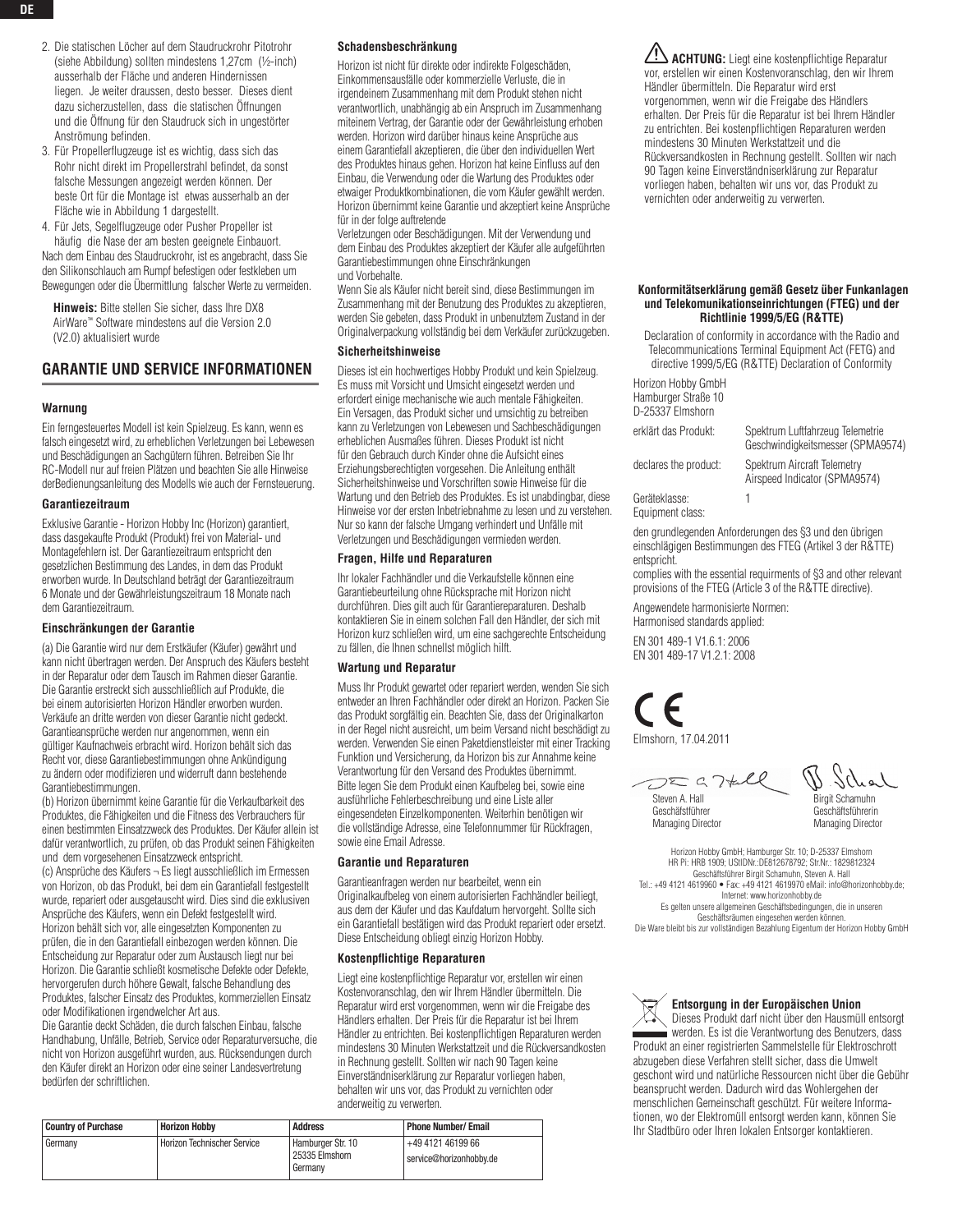2. Die statischen Löcher auf dem Staudruckrohr Pitotrohr (siehe Abbildung) sollten mindestens 1,27cm (½-inch) ausserhalb der Fläche und anderen Hindernissen liegen. Je weiter draussen, desto besser. Dieses dient dazu sicherzustellen, dass die statischen Öffnungen und die Öffnung für den Staudruck sich in ungestörter Anströmung befinden.
3. Für Propellerflugzeuge ist es wichtig, dass sich das Rohr nicht direkt im Propellerstrahl befindet, da sonst falsche Messungen angezeigt werden können. Der beste Ort für die Montage ist etwas ausserhalb an der Fläche wie in Abbildung 1 dargestellt.
4. Für Jets, Segelflugzeuge oder Pusher Propeller ist häufig die Nase der am besten geeignete Einbauort.

Nach dem Einbau des Staudruckrohr, ist es angebracht, dass Sie den Silikonschlauch am Rumpf befestigen oder festkleben um Bewegungen oder die Übermittlung falscher Werte zu vermeiden.

**Hinweis:** Bitte stellen Sie sicher, dass Ihre DX8 AirWare™ Software mindestens auf die Version 2.0 (V2.0) aktualisiert wurde

## GARANTIE UND SERVICE INFORMATIONEN

### Warnung

Ein ferngesteuertes Modell ist kein Spielzeug. Es kann, wenn es falsch eingesetzt wird, zu erheblichen Verletzungen bei Lebewesen und Beschädigungen an Sachgütern führen. Betreiben Sie Ihr RC-Modell nur auf freien Plätzen und beachten Sie alle Hinweise derBedienungsanleitung des Modells wie auch der Fernsteuerung.

### Garantiezeitraum

Exklusive Garantie - Horizon Hobby Inc (Horizon) garantiert, dass dasgekaufte Produkt (Produkt) frei von Material- und Montagefehlern ist. Der Garantiezeitraum entspricht den gesetzlichen Bestimmung des Landes, in dem das Produkt erworben wurde. In Deutschland beträgt der Garantiezeitraum 6 Monate und der Gewährleistungszeitraum 18 Monate nach dem Garantiezeitraum.

### Einschränkungen der Garantie

(a) Die Garantie wird nur dem Erstkäufer (Käufer) gewährt und kann nicht übertragen werden. Der Anspruch des Käufers besteht in der Reparatur oder dem Tausch im Rahmen dieser Garantie. Die Garantie erstreckt sich ausschließlich auf Produkte, die bei einem autorisierten Horizon Händler erworben wurden. Verkäufe an dritte werden von dieser Garantie nicht gedeckt. Garantieansprüche werden nur angenommen, wenn ein gültiger Kaufnachweis erbracht wird. Horizon behält sich das Recht vor, diese Garantiebestimmungen ohne Ankündigung zu ändern oder modifizieren und widerruft dann bestehende Garantiebestimmungen.
(b) Horizon übernimmt keine Garantie für die Verkaufbarkeit des Produktes, die Fähigkeiten und die Fitness des Verbrauchers für einen bestimmten Einsatzzweck des Produktes. Der Käufer allein ist dafür verantwortlich, zu prüfen, ob das Produkt seinen Fähigkeiten und dem vorgesehenen Einsatzzweck entspricht.
(c) Ansprüche des Käufers ¬ Es liegt ausschließlich im Ermessen von Horizon, ob das Produkt, bei dem ein Garantiefall festgestellt wurde, repariert oder ausgetauscht wird. Dies sind die exklusiven Ansprüche des Käufers, wenn ein Defekt festgestellt wird. Horizon behält sich vor, alle eingesetzten Komponenten zu prüfen, die in den Garantiefall einbezogen werden können. Die Entscheidung zur Reparatur oder zum Austausch liegt nur bei Horizon. Die Garantie schließt kosmetische Defekte oder Defekte, hervorgerufen durch höhere Gewalt, falsche Behandlung des Produktes, falscher Einsatz des Produktes, kommerziellen Einsatz oder Modifikationen irgendwelcher Art aus.
Die Garantie deckt Schäden, die durch falschen Einbau, falsche Handhabung, Unfälle, Betrieb, Service oder Reparaturversuche, die nicht von Horizon ausgeführt wurden, aus. Rücksendungen durch den Käufer direkt an Horizon oder eine seiner Landesvertretung bedürfen der schriftlichen.

### Schadensbeschränkung

Horizon ist nicht für direkte oder indirekte Folgeschäden, Einkommensausfälle oder kommerzielle Verluste, die in irgendeinem Zusammenhang mit dem Produkt stehen nicht verantwortlich, unabhängig ab ein Anspruch im Zusammenhang miteinem Vertrag, der Garantie oder der Gewährleistung erhoben werden. Horizon wird darüber hinaus keine Ansprüche aus einem Garantiefall akzeptieren, die über den individuellen Wert des Produktes hinaus gehen. Horizon hat keine Einfluss auf den Einbau, die Verwendung oder die Wartung des Produktes oder etwaiger Produktkombinationen, die vom Käufer gewählt werden. Horizon übernimmt keine Garantie und akzeptiert keine Ansprüche für in der folge auftretende Verletzungen oder Beschädigungen. Mit der Verwendung und dem Einbau des Produktes akzeptiert der Käufer alle aufgeführten Garantiebestimmungen ohne Einschränkungen und Vorbehalte.
Wenn Sie als Käufer nicht bereit sind, diese Bestimmungen im Zusammenhang mit der Benutzung des Produktes zu akzeptieren, werden Sie gebeten, dass Produkt in unbenutztem Zustand in der Originalverpackung vollständig bei dem Verkäufer zurückzugeben.

### Sicherheitshinweise

Dieses ist ein hochwertiges Hobby Produkt und kein Spielzeug. Es muss mit Vorsicht und Umsicht eingesetzt werden und erfordert einige mechanische wie auch mentale Fähigkeiten. Ein Versagen, das Produkt sicher und umsichtig zu betreiben kann zu Verletzungen von Lebewesen und Sachbeschädigungen erheblichen Ausmaßes führen. Dieses Produkt ist nicht für den Gebrauch durch Kinder ohne die Aufsicht eines Erziehungsberechtigten vorgesehen. Die Anleitung enthält Sicherheitshinweise und Vorschriften sowie Hinweise für die Wartung und den Betrieb des Produktes. Es ist unabdingbar, diese Hinweise vor der ersten Inbetriebnahme zu lesen und zu verstehen. Nur so kann der falsche Umgang verhindert und Unfälle mit Verletzungen und Beschädigungen vermieden werden.

### Fragen, Hilfe und Reparaturen

Ihr lokaler Fachhändler und die Verkaufstelle können eine Garantiebeurteilung ohne Rücksprache mit Horizon nicht durchführen. Dies gilt auch für Garantiereparaturen. Deshalb kontaktieren Sie in einem solchen Fall den Händler, der sich mit Horizon kurz schließen wird, um eine sachgerechte Entscheidung zu fällen, die Ihnen schnellst möglich hilft.

### Wartung und Reparatur

Muss Ihr Produkt gewartet oder repariert werden, wenden Sie sich entweder an Ihren Fachhändler oder direkt an Horizon. Packen Sie das Produkt sorgfältig ein. Beachten Sie, dass der Originalkarton in der Regel nicht ausreicht, um beim Versand nicht beschädigt zu werden. Verwenden Sie einen Paketdienstleister mit einer Tracking Funktion und Versicherung, da Horizon bis zur Annahme keine Verantwortung für den Versand des Produktes übernimmt. Bitte legen Sie dem Produkt einen Kaufbeleg bei, sowie eine ausführliche Fehlerbeschreibung und eine Liste aller eingesendeten Einzelkomponenten. Weiterhin benötigen wir die vollständige Adresse, eine Telefonnummer für Rückfragen, sowie eine Email Adresse.

### Garantie und Reparaturen

Garantieanfragen werden nur bearbeitet, wenn ein Originalkaufbeleg von einem autorisierten Fachhändler beiliegt, aus dem der Käufer und das Kaufdatum hervorgeht. Sollte sich ein Garantiefall bestätigen wird das Produkt repariert oder ersetzt. Diese Entscheidung obliegt einzig Horizon Hobby.

### Kostenpflichtige Reparaturen

Liegt eine kostenpflichtige Reparatur vor, erstellen wir einen Kostenvoranschlag, den wir Ihrem Händler übermitteln. Die Reparatur wird erst vorgenommen, wenn wir die Freigabe des Händlers erhalten. Der Preis für die Reparatur ist bei Ihrem Händler zu entrichten. Bei kostenpflichtigen Reparaturen werden mindestens 30 Minuten Werkstattzeit und die Rückversandkosten in Rechnung gestellt. Sollten wir nach 90 Tagen keine Einverständniserklärung zur Reparatur vorliegen haben, behalten wir uns vor, das Produkt zu vernichten oder anderweitig zu verwerten.

| Country of Purchase | Horizon Hobby | Address | Phone Number/ Email |
|---|---|---|---|
| Germany | Horizon Technischer Service | Hamburger Str. 10 25335 Elmshorn Germany | +49 4121 46199 66 service@horizonhobby.de |

**ACHTUNG:** Liegt eine kostenpflichtige Reparatur vor, erstellen wir einen Kostenvoranschlag, den wir Ihrem Händler übermitteln. Die Reparatur wird erst vorgenommen, wenn wir die Freigabe des Händlers erhalten. Der Preis für die Reparatur ist bei Ihrem Händler zu entrichten. Bei kostenpflichtigen Reparaturen werden mindestens 30 Minuten Werkstattzeit und die Rückversandkosten in Rechnung gestellt. Sollten wir nach 90 Tagen keine Einverständniserklärung zur Reparatur vorliegen haben, behalten wir uns vor, das Produkt zu vernichten oder anderweitig zu verwerten.

### Konformitätserklärung gemäß Gesetz über Funkanlagen und Telekomunikationseinrichtungen (FTEG) und der Richtlinie 1999/5/EG (R&TTE)

Declaration of conformity in accordance with the Radio and Telecommunications Terminal Equipment Act (FETG) and directive 1999/5/EG (R&TTE) Declaration of Conformity

Horizon Hobby GmbH
Hamburger Straße 10
D-25337 Elmshorn

erklärt das Produkt: Spektrum Luftfahrzeug Telemetrie Geschwindigkeitsmesser (SPMA9574)

declares the product: Spektrum Aircraft Telemetry Airspeed Indicator (SPMA9574)

Geräteklasse: 1
Equipment class:

den grundlegenden Anforderungen des §3 und den übrigen einschlägigen Bestimmungen des FTEG (Artikel 3 der R&TTE) entspricht.
complies with the essential requirments of §3 and other relevant provisions of the FTEG (Article 3 of the R&TTE directive).

Angewendete harmonisierte Normen:
Harmonised standards applied:

EN 301 489-1 V1.6.1: 2006
EN 301 489-17 V1.2.1: 2008

Elmshorn, 17.04.2011

Steven A. Hall
Geschäftsführer
Managing Director

Birgit Schamuhn
Geschäftsführerin
Managing Director

Horizon Hobby GmbH; Hamburger Str. 10; D-25337 Elmshorn
HR Pi: HRB 1909; UStIDNr.:DE812678792; Str.Nr.: 1829812324
Geschäftsführer Birgit Schamuhn, Steven A. Hall
Tel.: +49 4121 4619960 • Fax: +49 4121 4619970 eMail: info@horizonhobby.de; Internet: www.horizonhobby.de
Es gelten unsere allgemeinen Geschäftsbedingungen, die in unseren Geschäftsräumen eingesehen werden können.
Die Ware bleibt bis zur vollständigen Bezahlung Eigentum der Horizon Hobby GmbH

### Entsorgung in der Europäischen Union

Dieses Produkt darf nicht über den Hausmüll entsorgt werden. Es ist die Verantwortung des Benutzers, dass Produkt an einer registrierten Sammelstelle für Elektroschrott abzugeben diese Verfahren stellt sicher, dass die Umwelt geschont wird und natürliche Ressourcen nicht über die Gebühr beansprucht werden. Dadurch wird das Wohlergehen der menschlichen Gemeinschaft geschützt. Für weitere Informationen, wo der Elektromüll entsorgt werden kann, können Sie Ihr Stadtbüro oder Ihren lokalen Entsorger kontaktieren.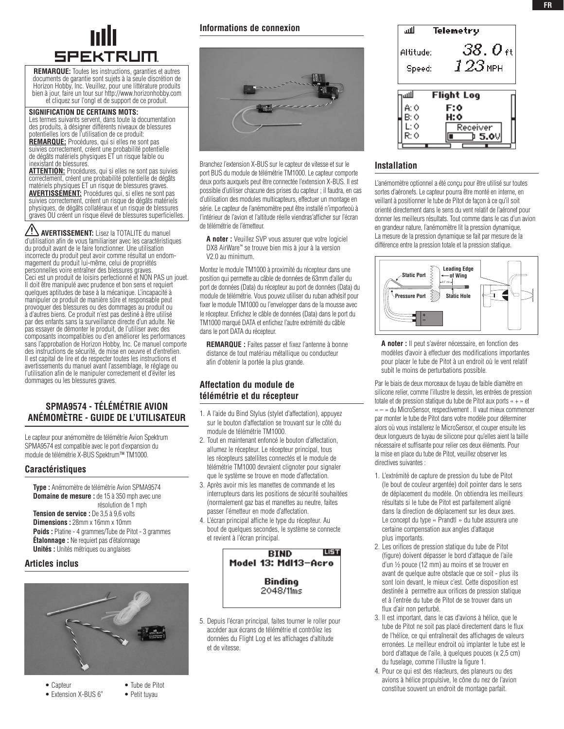**REMARQUE:** Toutes les instructions, garanties et autres documents de garantie sont sujets à la seule discrétion de Horizon Hobby, Inc. Veuillez, pour une littérature produits bien à jour, faire un tour sur http://www.horizonhobby.com et cliquez sur l'ongl et de support de ce produit.

**SIGNIFICATION DE CERTAINS MOTS:**
Les termes suivants servent, dans toute la documentation des produits, à désigner différents niveaux de blessures potentielles lors de l'utilisation de ce produit:
**REMARQUE:** Procédures, qui si elles ne sont pas suivies correctement, créent une probabilité potentielle de dégâts matériels physiques ET un risque faible ou inexistant de blessures.
**ATTENTION:** Procédures, qui si elles ne sont pas suivies correctement, créent une probabilité potentielle de dégâts matériels physiques ET un risque de blessures graves.
**AVERTISSEMENT:** Procédures qui, si elles ne sont pas suivies correctement, créent un risque de dégâts matériels physiques, de dégâts collatéraux et un risque de blessures graves OU créent un risque élevé de blessures superficielles.

**AVERTISSEMENT:** Lisez la TOTALITE du manuel d'utilisation afin de vous familiariser avec les caractéristiques du produit avant de le faire fonctionner. Une utilisation incorrecte du produit peut avoir comme résultat un endommagement du produit lui-même, celui de propriétés personnelles voire entraîner des blessures graves.
Ceci est un produit de loisirs perfectionné et NON PAS un jouet. Il doit être manipulé avec prudence et bon sens et requiert quelques aptitudes de base à la mécanique. L'incapacité à manipuler ce produit de manière sûre et responsable peut provoquer des blessures ou des dommages au produit ou à d'autres biens. Ce produit n'est pas destiné à être utilisé par des enfants sans la surveillance directe d'un adulte. Ne pas essayer de démonter le produit, de l'utiliser avec des composants incompatibles ou d'en améliorer les performances sans l'approbation de Horizon Hobby, Inc. Ce manuel comporte des instructions de sécurité, de mise en oeuvre et d'entretien. Il est capital de lire et de respecter toutes les instructions et avertissements du manuel avant l'assemblage, le réglage ou l'utilisation afin de le manipuler correctement et d'éviter les dommages ou les blessures graves.

# SPMA9574 - TÉLÉMÉTRIE AVION ANÉMOMÈTRE - GUIDE DE L'UTILISATEUR

Le capteur pour anémomètre de télémétrie Avion Spektrum SPMA9574 est compatible avec le port d'expansion du module de télémétrie X-BUS Spektrum™ TM1000.

## Caractéristiques

**Type :** Anémomètre de télémétrie Avion SPMA9574
**Domaine de mesure :** de 15 à 350 mph avec une résolution de 1 mph
**Tension de service :** De 3,5 à 9,6 volts
**Dimensions :** 28mm x 16mm x 10mm
**Poids :** Platine - 4 grammes/Tube de Pitot - 3 grammes
**Étalonnage :** Ne requiert pas d'étalonnage
**Unités :** Unités métriques ou anglaises

## Articles inclus

- Capteur
- Extension X-BUS 6"
- Tube de Pitot
- Petit tuyau

## Informations de connexion

Branchez l'extension X-BUS sur le capteur de vitesse et sur le port BUS du module de télémétrie TM1000. Le capteur comporte deux ports auxquels peut être connectée l'extension X-BUS. Il est possible d'utiliser chacune des prises du capteur ; il faudra, en cas d'utilisation des modules multicapteurs, effectuer un montage en série. Le capteur de l'anémomètre peut être installé n'importeoù à l'intérieur de l'avion et l'altitude réelle viendras'afficher sur l'écran de télémétrie de l'émetteur.

**A noter :** Veuillez SVP vous assurer que votre logiciel DX8 AirWare™ se trouve bien mis à jour à la version V2.0 au minimum.

Montez le module TM1000 à proximité du récepteur dans une position qui permette au câble de données de 63mm d'aller du port de données (Data) du récepteur au port de données (Data) du module de télémétrie. Vous pouvez utiliser du ruban adhésif pour fixer le module TM1000 ou l'envelopper dans de la mousse avec le récepteur. Enfichez le câble de données (Data) dans le port du TM1000 marqué DATA et enfichez l'autre extrémité du câble dans le port DATA du récepteur.

**REMARQUE :** Faites passer et fixez l'antenne à bonne distance de tout matériau métallique ou conducteur afin d'obtenir la portée la plus grande.

## Affectation du module de télémétrie et du récepteur

1. A l'aide du Bind Stylus (stylet d'affectation), appuyez sur le bouton d'affectation se trouvant sur le côté du module de télémétrie TM1000.
2. Tout en maintenant enfoncé le bouton d'affectation, allumez le récepteur. Le récepteur principal, tous les récepteurs satellites connectés et le module de télémétrie TM1000 devraient clignoter pour signaler que le système se trouve en mode d'affectation.
3. Après avoir mis les manettes de commande et les interrupteurs dans les positions de sécurité souhaitées (normalement gaz bas et manettes au neutre, faites passer l'émetteur en mode d'affectation.
4. L'écran principal affiche le type du récepteur. Au bout de quelques secondes, le système se connecte et revient à l'écran principal.

```
BIND                    LIST
Model 13: Mdl13-Acro

Binding
2048/11ms
```

5. Depuis l'écran principal, faites tourner le roller pour accéder aux écrans de télémétrie et contrôlez les données du Flight Log et les affichages d'altitude et de vitesse.

```
Telemetry
Altitude:   38.0 ft
Speed:      123 MPH
```

```
Flight Log
A: 0    F:0
B: 0    H:0
L: 0    Receiver
R: 0    5.0V
```

## Installation

L'anémomètre optionnel a été conçu pour être utilisé sur toutes sortes d'aéronefs. Le capteur pourra être monté en interne, en veillant à positionner le tube de Pitot de façon à ce qu'il soit orienté directement dans le sens du vent relatif de l'aéronef pour donner les meilleurs résultats. Tout comme dans le cas d'un avion en grandeur nature, l'anémomètre lit la pression dynamique. La mesure de la pression dynamique se fait par mesure de la différence entre la pression totale et la pression statique.

Static Port · Leading Edge of Wing · Pressure Port · Static Hole · + · –

**A noter :** Il peut s'avérer nécessaire, en fonction des modèles d'avoir à effectuer des modifications importantes pour placer le tube de Pitot à un endroit où le vent relatif subit le moins de perturbations possible.

Par le biais de deux morceaux de tuyau de faible diamètre en silicone relier, comme l'illustre le dessin, les entrées de pression totale et de pression statique du tube de Pitot aux ports « + » et « – » du MicroSensor, respectivement . Il vaut mieux commencer par monter le tube de Pitot dans votre modèle pour déterminer alors où vous installerez le MicroSensor, et couper ensuite les deux longueurs de tuyau de silicone pour qu'elles aient la taille nécessaire et suffisante pour relier ces deux éléments. Pour la mise en place du tube de Pitot, veuillez observer les directives suivantes :

1. L'extrémité de capture de pression du tube de Pitot (le bout de couleur argentée) doit pointer dans le sens de déplacement du modèle. On obtiendra les meilleurs résultats si le tube de Pitot est parfaitement aligné dans la direction de déplacement sur les deux axes. Le concept du type « Prandtl » du tube assurera une certaine compensation aux angles d'attaque plus importants.
2. Les orifices de pression statique du tube de Pitot (figure) doivent dépasser le bord d'attaque de l'aile d'un ½ pouce (12 mm) au moins et se trouver en avant de quelque autre obstacle que ce soit - plus ils sont loin devant, le mieux c'est. Cette disposition est destinée à permettre aux orifices de pression statique et à l'entrée du tube de Pitot de se trouver dans un flux d'air non perturbé.
3. Il est important, dans le cas d'avions à hélice, que le tube de Pitot ne soit pas placé directement dans le flux de l'hélice, ce qui entraînerait des affichages de valeurs erronées. Le meilleur endroit où implanter le tube est le bord d'attaque de l'aile, à quelques pouces (x 2,5 cm) du fuselage, comme l'illustre la figure 1.
4. Pour ce qui est des réacteurs, des planeurs ou des avions à hélice propulsive, le cône du nez de l'avion constitue souvent un endroit de montage parfait.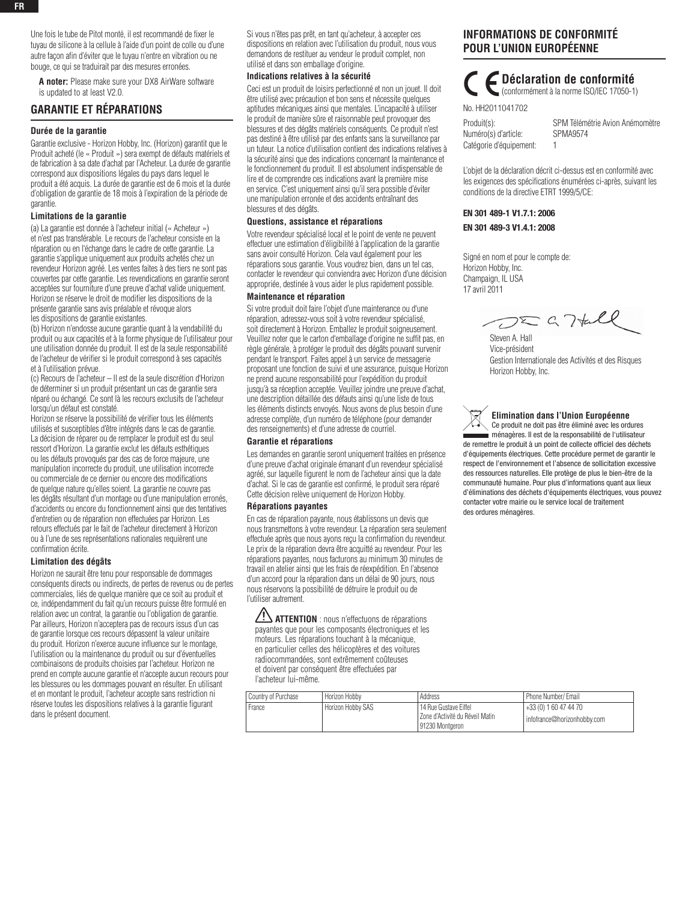Une fois le tube de Pitot monté, il est recommandé de fixer le tuyau de silicone à la cellule à l'aide d'un point de colle ou d'une autre façon afin d'éviter que le tuyau n'entre en vibration ou ne bouge, ce qui se traduirait par des mesures erronées.

**A noter:** Please make sure your DX8 AirWare software is updated to at least V2.0.

## GARANTIE ET RÉPARATIONS

### Durée de la garantie

Garantie exclusive - Horizon Hobby, Inc. (Horizon) garantit que le Produit acheté (le « Produit ») sera exempt de défauts matériels et de fabrication à sa date d'achat par l'Acheteur. La durée de garantie correspond aux dispositions légales du pays dans lequel le produit a été acquis. La durée de garantie est de 6 mois et la durée d'obligation de garantie de 18 mois à l'expiration de la période de garantie.

### Limitations de la garantie

(a) La garantie est donnée à l'acheteur initial (« Acheteur ») et n'est pas transférable. Le recours de l'acheteur consiste en la réparation ou en l'échange dans le cadre de cette garantie. La garantie s'applique uniquement aux produits achetés chez un revendeur Horizon agréé. Les ventes faites à des tiers ne sont pas couvertes par cette garantie. Les revendications en garantie seront acceptées sur fourniture d'une preuve d'achat valide uniquement. Horizon se réserve le droit de modifier les dispositions de la présente garantie sans avis préalable et révoque alors les dispositions de garantie existantes.

(b) Horizon n'endosse aucune garantie quant à la vendabilité du produit ou aux capacités et à la forme physique de l'utilisateur pour une utilisation donnée du produit. Il est de la seule responsabilité de l'acheteur de vérifier si le produit correspond à ses capacités et à l'utilisation prévue.

(c) Recours de l'acheteur – Il est de la seule discrétion d'Horizon de déterminer si un produit présentant un cas de garantie sera réparé ou échangé. Ce sont là les recours exclusifs de l'acheteur lorsqu'un défaut est constaté.

Horizon se réserve la possibilité de vérifier tous les éléments utilisés et susceptibles d'être intégrés dans le cas de garantie. La décision de réparer ou de remplacer le produit est du seul ressort d'Horizon. La garantie exclut les défauts esthétiques ou les défauts provoqués par des cas de force majeure, une manipulation incorrecte du produit, une utilisation incorrecte ou commerciale de ce dernier ou encore des modifications de quelque nature qu'elles soient. La garantie ne couvre pas les dégâts résultant d'un montage ou d'une manipulation erronés, d'accidents ou encore du fonctionnement ainsi que des tentatives d'entretien ou de réparation non effectuées par Horizon. Les retours effectués par le fait de l'acheteur directement à Horizon ou à l'une de ses représentations nationales requièrent une confirmation écrite.

### Limitation des dégâts

Horizon ne saurait être tenu pour responsable de dommages conséquents directs ou indirects, de pertes de revenus ou de pertes commerciales, liés de quelque manière que ce soit au produit et ce, indépendamment du fait qu'un recours puisse être formulé en relation avec un contrat, la garantie ou l'obligation de garantie. Par ailleurs, Horizon n'acceptera pas de recours issus d'un cas de garantie lorsque ces recours dépassent la valeur unitaire du produit. Horizon n'exerce aucune influence sur le montage, l'utilisation ou la maintenance du produit ou sur d'éventuelles combinaisons de produits choisies par l'acheteur. Horizon ne prend en compte aucune garantie et n'accepte aucun recours pour les blessures ou les dommages pouvant en résulter. En utilisant et en montant le produit, l'acheteur accepte sans restriction ni réserve toutes les dispositions relatives à la garantie figurant dans le présent document.

Si vous n'êtes pas prêt, en tant qu'acheteur, à accepter ces dispositions en relation avec l'utilisation du produit, nous vous demandons de restituer au vendeur le produit complet, non utilisé et dans son emballage d'origine.

### Indications relatives à la sécurité

Ceci est un produit de loisirs perfectionné et non un jouet. Il doit être utilisé avec précaution et bon sens et nécessite quelques aptitudes mécaniques ainsi que mentales. L'incapacité à utiliser le produit de manière sûre et raisonnable peut provoquer des blessures et des dégâts matériels conséquents. Ce produit n'est pas destiné à être utilisé par des enfants sans la surveillance par un tuteur. La notice d'utilisation contient des indications relatives à la sécurité ainsi que des indications concernant la maintenance et le fonctionnement du produit. Il est absolument indispensable de lire et de comprendre ces indications avant la première mise en service. C'est uniquement ainsi qu'il sera possible d'éviter une manipulation erronée et des accidents entraînant des blessures et des dégâts.

### Questions, assistance et réparations

Votre revendeur spécialisé local et le point de vente ne peuvent effectuer une estimation d'éligibilité à l'application de la garantie sans avoir consulté Horizon. Cela vaut également pour les réparations sous garantie. Vous voudrez bien, dans un tel cas, contacter le revendeur qui conviendra avec Horizon d'une décision appropriée, destinée à vous aider le plus rapidement possible.

### Maintenance et réparation

Si votre produit doit faire l'objet d'une maintenance ou d'une réparation, adressez-vous soit à votre revendeur spécialisé, soit directement à Horizon. Emballez le produit soigneusement. Veuillez noter que le carton d'emballage d'origine ne suffit pas, en règle générale, à protéger le produit des dégâts pouvant survenir pendant le transport. Faites appel à un service de messagerie proposant une fonction de suivi et une assurance, puisque Horizon ne prend aucune responsabilité pour l'expédition du produit jusqu'à sa réception acceptée. Veuillez joindre une preuve d'achat, une description détaillée des défauts ainsi qu'une liste de tous les éléments distincts envoyés. Nous avons de plus besoin d'une adresse complète, d'un numéro de téléphone (pour demander des renseignements) et d'une adresse de courriel.

### Garantie et réparations

Les demandes en garantie seront uniquement traitées en présence d'une preuve d'achat originale émanant d'un revendeur spécialisé agréé, sur laquelle figurent le nom de l'acheteur ainsi que la date d'achat. Si le cas de garantie est confirmé, le produit sera réparé Cette décision relève uniquement de Horizon Hobby.

### Réparations payantes

En cas de réparation payante, nous établissons un devis que nous transmettons à votre revendeur. La réparation sera seulement effectuée après que nous ayons reçu la confirmation du revendeur. Le prix de la réparation devra être acquitté au revendeur. Pour les réparations payantes, nous facturons au minimum 30 minutes de travail en atelier ainsi que les frais de réexpédition. En l'absence d'un accord pour la réparation dans un délai de 90 jours, nous nous réservons la possibilité de détruire le produit ou de l'utiliser autrement.

**ATTENTION** : nous n'effectuons de réparations payantes que pour les composants électroniques et les moteurs. Les réparations touchant à la mécanique, en particulier celles des hélicoptères et des voitures radiocommandées, sont extrêmement coûteuses et doivent par conséquent être effectuées par l'acheteur lui-même.

| Country of Purchase | Horizon Hobby | Address | Phone Number/ Email |
|---|---|---|---|
| France | Horizon Hobby SAS | 14 Rue Gustave Eiffel<br>Zone d'Activité du Réveil Matin<br>91230 Montgeron | +33 (0) 1 60 47 44 70<br>infofrance@horizonhobby.com |

## INFORMATIONS DE CONFORMITÉ POUR L'UNION EUROPÉENNE

### Déclaration de conformité
(conformément à la norme ISO/IEC 17050-1)

No. HH2011041702

Produit(s): SPM Télémétrie Avion Anémomètre
Numéro(s) d'article: SPMA9574
Catégorie d'équipement: 1

L'objet de la déclaration décrit ci-dessus est en conformité avec les exigences des spécifications énumérées ci-après, suivant les conditions de la directive ETRT 1999/5/CE:

**EN 301 489-1 V1.7.1: 2006**

**EN 301 489-3 V1.4.1: 2008**

Signé en nom et pour le compte de:
Horizon Hobby, Inc.
Champaign, IL USA
17 avril 2011

Steven A. Hall
Vice-président
Gestion Internationale des Activités et des Risques
Horizon Hobby, Inc.

### Elimination dans l'Union Européenne

Ce produit ne doit pas être éliminé avec les ordures ménagères. Il est de la responsabilité de l'utilisateur de remettre le produit à un point de collecte officiel des déchets d'équipements électriques. Cette procédure permet de garantir le respect de l'environnement et l'absence de sollicitation excessive des ressources naturelles. Elle protège de plus le bien-être de la communauté humaine. Pour plus d'informations quant aux lieux d'éliminations des déchets d'équipements électriques, vous pouvez contacter votre mairie ou le service local de traitement des ordures ménagères.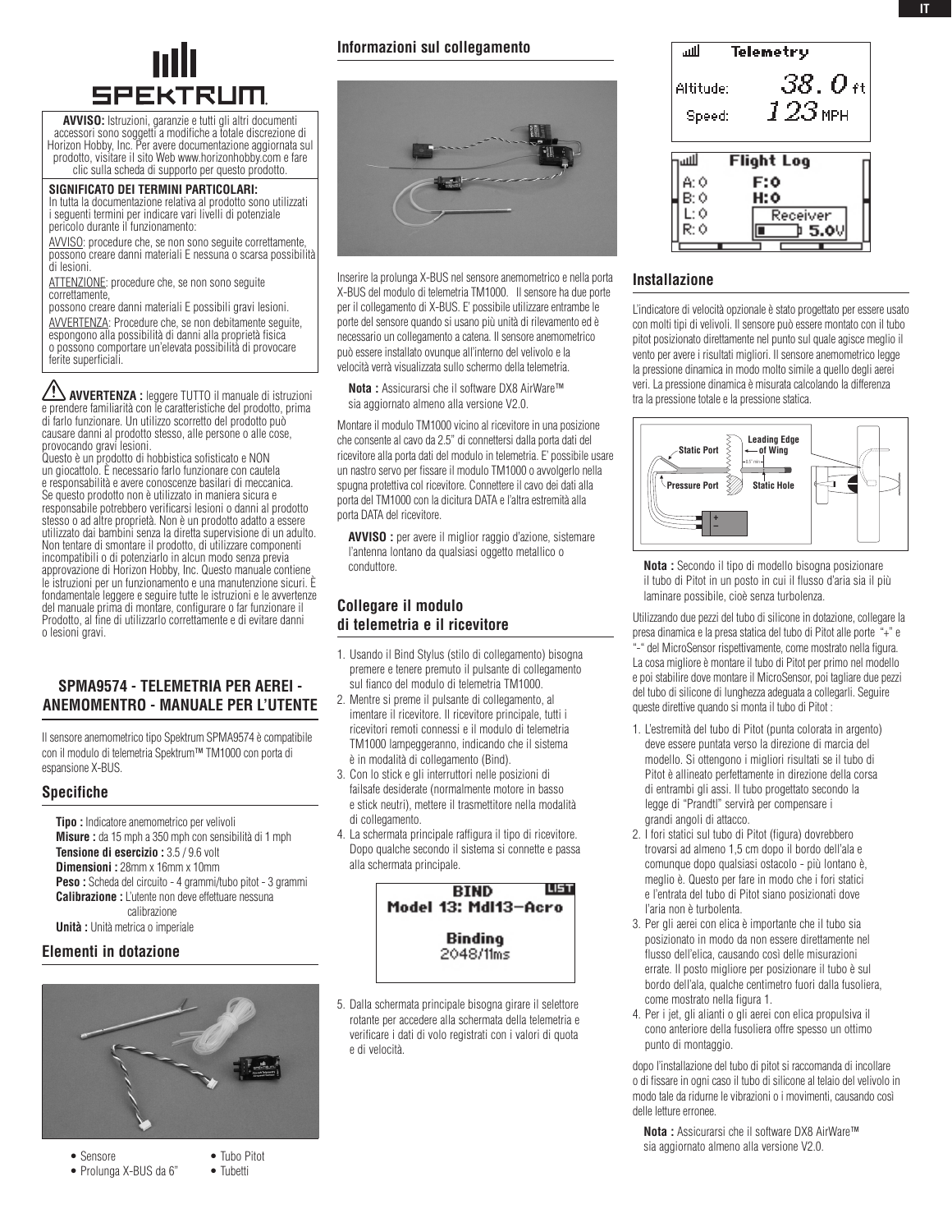**AVVISO:** Istruzioni, garanzie e tutti gli altri documenti accessori sono soggetti a modifiche a totale discrezione di Horizon Hobby, Inc. Per avere documentazione aggiornata sul prodotto, visitare il sito Web www.horizonhobby.com e fare clic sulla scheda di supporto per questo prodotto.

**SIGNIFICATO DEI TERMINI PARTICOLARI:**
In tutta la documentazione relativa al prodotto sono utilizzati i seguenti termini per indicare vari livelli di potenziale pericolo durante il funzionamento:

AVVISO: procedure che, se non sono seguite correttamente, possono creare danni materiali E nessuna o scarsa possibilità di lesioni.

ATTENZIONE: procedure che, se non sono seguite correttamente, possono creare danni materiali E possibili gravi lesioni.

AVVERTENZA: Procedure che, se non debitamente seguite, espongono alla possibilità di danni alla proprietà fisica o possono comportare un'elevata possibilità di provocare ferite superficiali.

**AVVERTENZA :** leggere TUTTO il manuale di istruzioni e prendere familiarità con le caratteristiche del prodotto, prima di farlo funzionare. Un utilizzo scorretto del prodotto può causare danni al prodotto stesso, alle persone o alle cose, provocando gravi lesioni.
Questo è un prodotto di hobbistica sofisticato e NON un giocattolo. È necessario farlo funzionare con cautela e responsabilità e avere conoscenze basilari di meccanica. Se questo prodotto non è utilizzato in maniera sicura e responsabile potrebbero verificarsi lesioni o danni al prodotto stesso o ad altre proprietà. Non è un prodotto adatto a essere utilizzato dai bambini senza la diretta supervisione di un adulto. Non tentare di smontare il prodotto, di utilizzare componenti incompatibili o di potenziarlo in alcun modo senza previa approvazione di Horizon Hobby, Inc. Questo manuale contiene le istruzioni per un funzionamento e una manutenzione sicuri. È fondamentale leggere e seguire tutte le istruzioni e le avvertenze del manuale prima di montare, configurare o far funzionare il Prodotto, al fine di utilizzarlo correttamente e di evitare danni o lesioni gravi.

## SPMA9574 - TELEMETRIA PER AEREI - ANEMOMENTRO - MANUALE PER L'UTENTE

Il sensore anemometrico tipo Spektrum SPMA9574 è compatibile con il modulo di telemetria Spektrum™ TM1000 con porta di espansione X-BUS.

### Specifiche

**Tipo :** Indicatore anemometrico per velivoli
**Misure :** da 15 mph a 350 mph con sensibilità di 1 mph
**Tensione di esercizio :** 3.5 / 9.6 volt
**Dimensioni :** 28mm x 16mm x 10mm
**Peso :** Scheda del circuito - 4 grammi/tubo pitot - 3 grammi
**Calibrazione :** L'utente non deve effettuare nessuna calibrazione
**Unità :** Unità metrica o imperiale

### Elementi in dotazione

- Sensore
- Prolunga X-BUS da 6"
- Tubo Pitot
- Tubetti

### Informazioni sul collegamento

Inserire la prolunga X-BUS nel sensore anemometrico e nella porta X-BUS del modulo di telemetria TM1000. Il sensore ha due porte per il collegamento di X-BUS. E' possibile utilizzare entrambe le porte del sensore quando si usano più unità di rilevamento ed è necessario un collegamento a catena. Il sensore anemometrico può essere installato ovunque all'interno del velivolo e la velocità verrà visualizzata sullo schermo della telemetria.

**Nota :** Assicurarsi che il software DX8 AirWare™ sia aggiornato almeno alla versione V2.0.

Montare il modulo TM1000 vicino al ricevitore in una posizione che consente al cavo da 2.5" di connettersi dalla porta dati del ricevitore alla porta dati del modulo in telemetria. E' possibile usare un nastro servo per fissare il modulo TM1000 o avvolgerlo nella spugna protettiva col ricevitore. Connettere il cavo dei dati alla porta del TM1000 con la dicitura DATA e l'altra estremità alla porta DATA del ricevitore.

**AVVISO :** per avere il miglior raggio d'azione, sistemare l'antenna lontano da qualsiasi oggetto metallico o conduttore.

### Collegare il modulo di telemetria e il ricevitore

1. Usando il Bind Stylus (stilo di collegamento) bisogna premere e tenere premuto il pulsante di collegamento sul fianco del modulo di telemetria TM1000.
2. Mentre si preme il pulsante di collegamento, al imentare il ricevitore. Il ricevitore principale, tutti i ricevitori remoti connessi e il modulo di telemetria TM1000 lampeggeranno, indicando che il sistema è in modalità di collegamento (Bind).
3. Con lo stick e gli interruttori nelle posizioni di failsafe desiderate (normalmente motore in basso e stick neutri), mettere il trasmettitore nella modalità di collegamento.
4. La schermata principale raffigura il tipo di ricevitore. Dopo qualche secondo il sistema si connette e passa alla schermata principale.

BIND LIST
Model 13: Mdl13–Acro
Binding
2048/11ms

5. Dalla schermata principale bisogna girare il selettore rotante per accedere alla schermata della telemetria e verificare i dati di volo registrati con i valori di quota e di velocità.

Telemetry
Altitude: 38.0 ft
Speed: 123 MPH

Flight Log
A: 0 F: 0
B: 0 H: 0
L: 0 Receiver
R: 0 5.0V

### Installazione

L'indicatore di velocità opzionale è stato progettato per essere usato con molti tipi di velivoli. Il sensore può essere montato con il tubo pitot posizionato direttamente nel punto sul quale agisce meglio il vento per avere i risultati migliori. Il sensore anemometrico legge la pressione dinamica in modo molto simile a quello degli aerei veri. La pressione dinamica è misurata calcolando la differenza tra la pressione totale e la pressione statica.

Static Port — Leading Edge of Wing — Pressure Port — Static Hole

**Nota :** Secondo il tipo di modello bisogna posizionare il tubo di Pitot in un posto in cui il flusso d'aria sia il più laminare possibile, cioè senza turbolenza.

Utilizzando due pezzi del tubo di silicone in dotazione, collegare la presa dinamica e la presa statica del tubo di Pitot alle porte "+" e "-" del MicroSensor rispettivamente, come mostrato nella figura. La cosa migliore è montare il tubo di Pitot per primo nel modello e poi stabilire dove montare il MicroSensor, poi tagliare due pezzi del tubo di silicone di lunghezza adeguata a collegarli. Seguire queste direttive quando si monta il tubo di Pitot :

1. L'estremità del tubo di Pitot (punta colorata in argento) deve essere puntata verso la direzione di marcia del modello. Si ottengono i migliori risultati se il tubo di Pitot è allineato perfettamente in direzione della corsa di entrambi gli assi. Il tubo progettato secondo la legge di "Prandtl" servirà per compensare i grandi angoli di attacco.
2. I fori statici sul tubo di Pitot (figura) dovrebbero trovarsi ad almeno 1,5 cm dopo il bordo dell'ala e comunque dopo qualsiasi ostacolo - più lontano è, meglio è. Questo per fare in modo che i fori statici e l'entrata del tubo di Pitot siano posizionati dove l'aria non è turbolenta.
3. Per gli aerei con elica è importante che il tubo sia posizionato in modo da non essere direttamente nel flusso dell'elica, causando così delle misurazioni errate. Il posto migliore per posizionare il tubo è sul bordo dell'ala, qualche centimetro fuori dalla fusoliera, come mostrato nella figura 1.
4. Per i jet, gli alianti o gli aerei con elica propulsiva il cono anteriore della fusoliera offre spesso un ottimo punto di montaggio.

dopo l'installazione del tubo di pitot si raccomanda di incollare o di fissare in ogni caso il tubo di silicone al telaio del velivolo in modo tale da ridurne le vibrazioni o i movimenti, causando così delle letture erronee.

**Nota :** Assicurarsi che il software DX8 AirWare™ sia aggiornato almeno alla versione V2.0.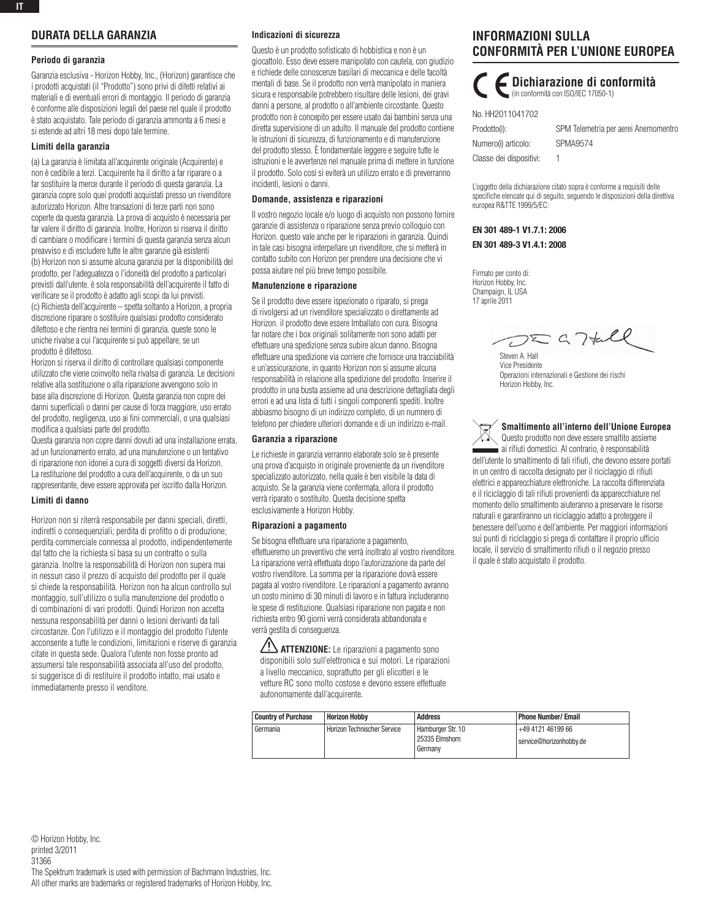## DURATA DELLA GARANZIA

### Periodo di garanzia

Garanzia esclusiva - Horizon Hobby, Inc., (Horizon) garantisce che i prodotti acquistati (il "Prodotto") sono privi di difetti relativi ai materiali e di eventuali errori di montaggio. Il periodo di garanzia è conforme alle disposizioni legali del paese nel quale il prodotto è stato acquistato. Tale periodo di garanzia ammonta a 6 mesi e si estende ad altri 18 mesi dopo tale termine.

### Limiti della garanzia

(a) La garanzia è limitata all'acquirente originale (Acquirente) e non è cedibile a terzi. L'acquirente ha il diritto a far riparare o a far sostituire la merce durante il periodo di questa garanzia. La garanzia copre solo quei prodotti acquistati presso un rivenditore autorizzato Horizon. Altre transazioni di terze parti non sono coperte da questa garanzia. La prova di acquisto è necessaria per far valere il diritto di garanzia. Inoltre, Horizon si riserva il diritto di cambiare o modificare i termini di questa garanzia senza alcun preavviso e di escludere tutte le altre garanzie già esistenti
(b) Horizon non si assume alcuna garanzia per la disponibilità del prodotto, per l'adeguatezza o l'idoneità del prodotto a particolari previsti dall'utente. è sola responsabilità dell'acquirente il fatto di verificare se il prodotto è adatto agli scopi da lui previsti.
(c) Richiesta dell'acquirente – spetta soltanto a Horizon, a propria discrezione riparare o sostituire qualsiasi prodotto considerato difettoso e che rientra nei termini di garanzia. queste sono le uniche rivalse a cui l'acquirente si può appellare, se un prodotto è difettoso.
Horizon si riserva il diritto di controllare qualsiasi componente utilizzato che viene coinvolto nella rivalsa di garanzia. Le decisioni relative alla sostituzione o alla riparazione avvengono solo in base alla discrezione di Horizon. Questa garanzia non copre dei danni superficiali o danni per cause di forza maggiore, uso errato del prodotto, negligenza, uso ai fini commerciali, o una qualsiasi modifica a qualsiasi parte del prodotto.
Questa garanzia non copre danni dovuti ad una installazione errata, ad un funzionamento errato, ad una manutenzione o un tentativo di riparazione non idonei a cura di soggetti diversi da Horizon. La restituzione del prodotto a cura dell'acquirente, o da un suo rappresentante, deve essere approvata per iscritto dalla Horizon.

### Limiti di danno

Horizon non si riterrà responsabile per danni speciali, diretti, indiretti o consequenziali; perdita di profitto o di produzione; perdita commerciale connessa al prodotto, indipendentemente dal fatto che la richiesta si basa su un contratto o sulla garanzia. Inoltre la responsabilità di Horizon non supera mai in nessun caso il prezzo di acquisto del prodotto per il quale si chiede la responsabilità. Horizon non ha alcun controllo sul montaggio, sull'utilizzo o sulla manutenzione del prodotto o di combinazioni di vari prodotti. Quindi Horizon non accetta nessuna responsabilità per danni o lesioni derivanti da tali circostanze. Con l'utilizzo e il montaggio del prodotto l'utente acconsente a tutte le condizioni, limitazioni e riserve di garanzia citate in questa sede. Qualora l'utente non fosse pronto ad assumersi tale responsabilità associata all'uso del prodotto, si suggerisce di di restituire il prodotto intatto, mai usato e immediatamente presso il venditore.

### Indicazioni di sicurezza

Questo è un prodotto sofisticato di hobbistica e non è un giocattolo. Esso deve essere manipolato con cautela, con giudizio e richiede delle conoscenze basilari di meccanica e delle facoltà mentali di base. Se il prodotto non verrà manipolato in maniera sicura e responsabile potrebbero risultare delle lesioni, dei gravi danni a persone, al prodotto o all'ambiente circostante. Questo prodotto non è concepito per essere usato dai bambini senza una diretta supervisione di un adulto. Il manuale del prodotto contiene le istruzioni di sicurezza, di funzionamento e di manutenzione del prodotto stesso. È fondamentale leggere e seguire tutte le istruzioni e le avvertenze nel manuale prima di mettere in funzione il prodotto. Solo così si eviterà un utilizzo errato e di preverranno incidenti, lesioni o danni.

### Domande, assistenza e riparazioni

Il vostro negozio locale e/o luogo di acquisto non possono fornire garanzie di assistenza o riparazione senza previo colloquio con Horizon. questo vale anche per le riparazioni in garanzia. Quindi in tale casi bisogna interpellare un rivenditore, che si metterà in contatto subito con Horizon per prendere una decisione che vi possa aiutare nel più breve tempo possibile.

### Manutenzione e riparazione

Se il prodotto deve essere ispezionato o riparato, si prega di rivolgersi ad un rivenditore specializzato o direttamente ad Horizon. il prodotto deve essere Imballato con cura. Bisogna far notare che i box originali solitamente non sono adatti per effettuare una spedizione senza subire alcun danno. Bisogna effettuare una spedizione via corriere che fornisce una tracciabilità e un'assicurazione, in quanto Horizon non si assume alcuna responsabilità in relazione alla spedizione del prodotto. Inserire il prodotto in una busta assieme ad una descrizione dettagliata degli errori e ad una lista di tutti i singoli componenti spediti. Inoltre abbiasmo bisogno di un indirizzo completo, di un numnero di telefono per chiedere ulteriori domande e di un indirizzo e-mail.

### Garanzia a riparazione

Le richieste in garanzia verranno elaborate solo se è presente una prova d'acquisto in originale proveniente da un rivenditore specializzato autorizzato, nella quale è ben visibile la data di acquisto. Se la garanzia viene confermata, allora il prodotto verrà riparato o sostituito. Questa decisione spetta esclusivamente a Horizon Hobby.

### Riparazioni a pagamento

Se bisogna effettuare una riparazione a pagamento, effettueremo un preventivo che verrà inoltrato al vostro rivenditore. La riparazione verrà effettuata dopo l'autorizzazione da parte del vostro rivenditore. La somma per la riparazione dovrà essere pagata al vostro rivenditore. Le riparazioni a pagamento avranno un costo minimo di 30 minuti di lavoro e in fattura includeranno le spese di restituzione. Qualsiasi riparazione non pagata e non richiesta entro 90 giorni verrà considerata abbandonata e verrà gestita di conseguenza.

**ATTENZIONE:** Le riparazioni a pagamento sono disponibili solo sull'elettronica e sui motori. Le riparazioni a livello meccanico, soprattutto per gli elicotteri e le vetture RC sono molto costose e devono essere effettuate autonomamente dall'acquirente.

| Country of Purchase | Horizon Hobby | Address | Phone Number/ Email |
|---|---|---|---|
| Germania | Horizon Technischer Service | Hamburger Str. 10<br>25335 Elmshorn<br>Germany | +49 4121 46199 66<br>service@horizonhobby.de |

## INFORMAZIONI SULLA CONFORMITÀ PER L'UNIONE EUROPEA

### Dichiarazione di conformità

(in conformità con ISO/IEC 17050-1)

No. HH2011041702

| | |
|---|---|
| Prodotto(i): | SPM Telemetria per aerei Anemomentro |
| Numero(i) articolo: | SPMA9574 |
| Classe dei dispositivi: | 1 |

L'oggetto della dichiarazione citato sopra è conforme a requisiti delle specifiche elencate qui di seguito, seguendo le disposizioni della direttiva europea R&TTE 1999/5/EC:

**EN 301 489-1 V1.7.1: 2006**

**EN 301 489-3 V1.4.1: 2008**

Firmato per conto di:
Horizon Hobby, Inc.
Champaign, IL USA
17 aprile 2011

Steven A. Hall
Vice Presidente
Operazioni internazionali e Gestione dei rischi
Horizon Hobby, Inc.

### Smaltimento all'interno dell'Unione Europea

Questo prodotto non deve essere smaltito assieme ai rifiuti domestici. Al contrario, è responsabilità dell'utente lo smaltimento di tali rifiuti, che devono essere portati in un centro di raccolta designato per il riciclaggio di rifiuti elettrici e apparecchiature elettroniche. La raccolta differenziata e il riciclaggio di tali rifiuti provenienti da apparecchiature nel momento dello smaltimento aiuteranno a preservare le risorse naturali e garantiranno un riciclaggio adatto a proteggere il benessere dell'uomo e dell'ambiente. Per maggiori informazioni sui punti di riciclaggio si prega di contattare il proprio ufficio locale, il servizio di smaltimento rifiuti o il negozio presso il quale è stato acquistato il prodotto.

© Horizon Hobby, Inc.
printed 3/2011
31366
The Spektrum trademark is used with permission of Bachmann Industries, Inc.
All other marks are trademarks or registered trademarks of Horizon Hobby, Inc.